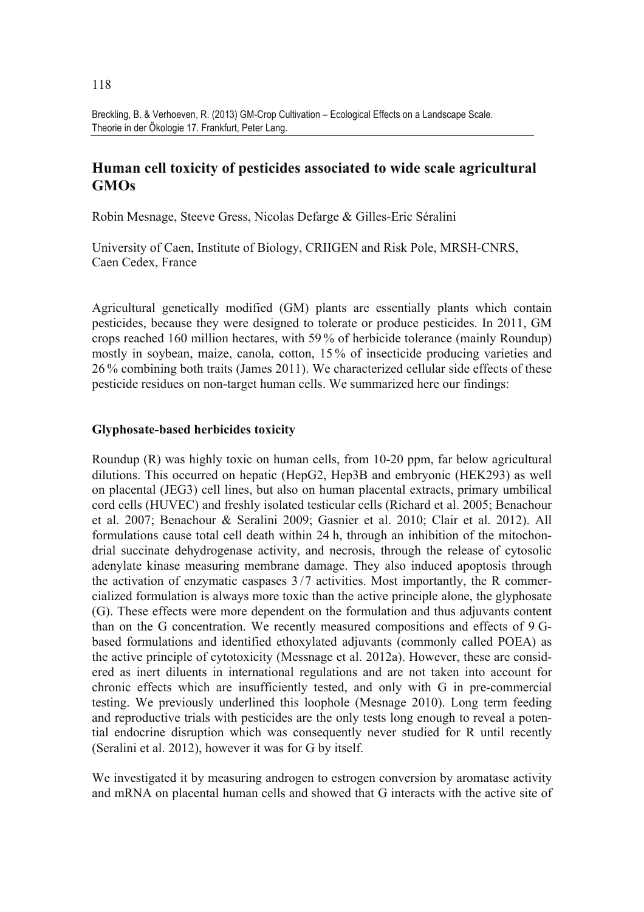# Human cell toxicity of pesticides associated to wide scale agricultural GMOs

Robin Mesnage, Steeve Gress, Nicolas Defarge & Gilles-Eric Séralini

University of Caen, Institute of Biology, CRIIGEN and Risk Pole, MRSH-CNRS, Caen Cedex, France

Agricultural genetically modified (GM) plants are essentially plants which contain pesticides, because they were designed to tolerate or produce pesticides. In 2011, GM crops reached 160 million hectares, with 59 % of herbicide tolerance (mainly Roundup) mostly in soybean, maize, canola, cotton, 15 % of insecticide producing varieties and 26 % combining both traits (James 2011). We characterized cellular side effects of these pesticide residues on non-target human cells. We summarized here our findings:

### Glyphosate-based herbicides toxicity

Roundup (R) was highly toxic on human cells, from 10-20 ppm, far below agricultural dilutions. This occurred on hepatic (HepG2, Hep3B and embryonic (HEK293) as well on placental (JEG3) cell lines, but also on human placental extracts, primary umbilical cord cells (HUVEC) and freshly isolated testicular cells (Richard et al. 2005; Benachour et al. 2007; Benachour & Seralini 2009; Gasnier et al. 2010; Clair et al. 2012). All formulations cause total cell death within 24 h, through an inhibition of the mitochondrial succinate dehydrogenase activity, and necrosis, through the release of cytosolic adenylate kinase measuring membrane damage. They also induced apoptosis through the activation of enzymatic caspases 3/7 activities. Most importantly, the R commercialized formulation is always more toxic than the active principle alone, the glyphosate (G). These effects were more dependent on the formulation and thus adjuvants content than on the G concentration. We recently measured compositions and effects of 9 G-based formulations and identified ethoxylated adjuvants (commonly called POEA) as the active principle of cytotoxicity (Messnage et al. 2012a). However, these are considered as inert diluents in international regulations and are not taken into account for chronic effects which are insufficiently tested, and only with G in pre-commercial testing. We previously underlined this loophole (Mesnage 2010). Long term feeding and reproductive trials with pesticides are the only tests long enough to reveal a potential endocrine disruption which was consequently never studied for R until recently (Seralini et al. 2012), however it was for G by itself.

We investigated it by measuring androgen to estrogen conversion by aromatase activity and mRNA on placental human cells and showed that G interacts with the active site of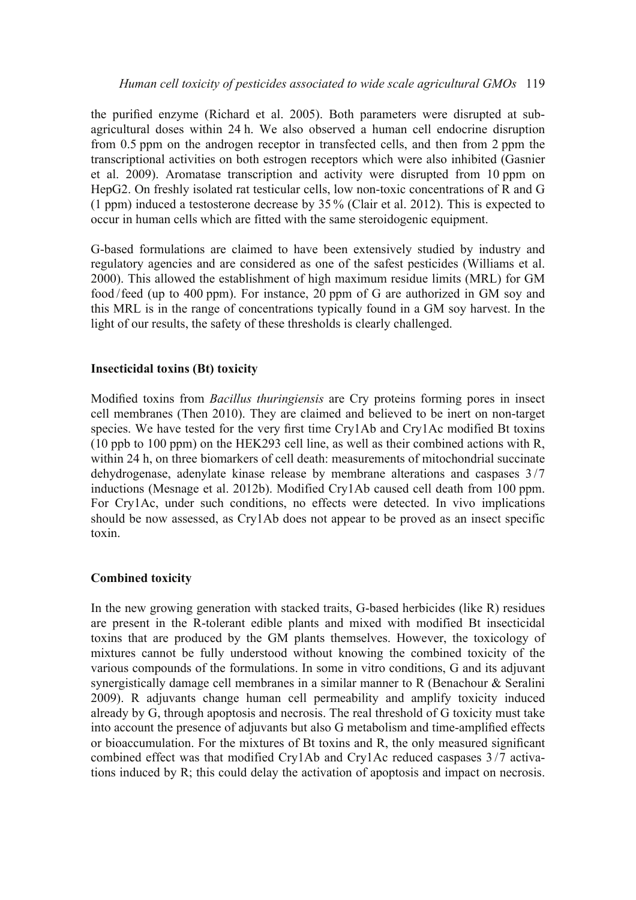the purified enzyme (Richard et al. 2005). Both parameters were disrupted at sub-agricultural doses within 24 h. We also observed a human cell endocrine disruption from 0.5 ppm on the androgen receptor in transfected cells, and then from 2 ppm the transcriptional activities on both estrogen receptors which were also inhibited (Gasnier et al. 2009). Aromatase transcription and activity were disrupted from 10 ppm on HepG2. On freshly isolated rat testicular cells, low non-toxic concentrations of R and G (1 ppm) induced a testosterone decrease by 35 % (Clair et al. 2012). This is expected to occur in human cells which are fitted with the same steroidogenic equipment.

G-based formulations are claimed to have been extensively studied by industry and regulatory agencies and are considered as one of the safest pesticides (Williams et al. 2000). This allowed the establishment of high maximum residue limits (MRL) for GM food / feed (up to 400 ppm). For instance, 20 ppm of G are authorized in GM soy and this MRL is in the range of concentrations typically found in a GM soy harvest. In the light of our results, the safety of these thresholds is clearly challenged.

## Insecticidal toxins (Bt) toxicity

Modified toxins from *Bacillus thuringiensis* are Cry proteins forming pores in insect cell membranes (Then 2010). They are claimed and believed to be inert on non-target species. We have tested for the very first time Cry1Ab and Cry1Ac modified Bt toxins (10 ppb to 100 ppm) on the HEK293 cell line, as well as their combined actions with R, within 24 h, on three biomarkers of cell death: measurements of mitochondrial succinate dehydrogenase, adenylate kinase release by membrane alterations and caspases 3 / 7 inductions (Mesnage et al. 2012b). Modified Cry1Ab caused cell death from 100 ppm. For Cry1Ac, under such conditions, no effects were detected. In vivo implications should be now assessed, as Cry1Ab does not appear to be proved as an insect specific toxin.

## Combined toxicity

In the new growing generation with stacked traits, G-based herbicides (like R) residues are present in the R-tolerant edible plants and mixed with modified Bt insecticidal toxins that are produced by the GM plants themselves. However, the toxicology of mixtures cannot be fully understood without knowing the combined toxicity of the various compounds of the formulations. In some in vitro conditions, G and its adjuvant synergistically damage cell membranes in a similar manner to R (Benachour & Seralini 2009). R adjuvants change human cell permeability and amplify toxicity induced already by G, through apoptosis and necrosis. The real threshold of G toxicity must take into account the presence of adjuvants but also G metabolism and time-amplified effects or bioaccumulation. For the mixtures of Bt toxins and R, the only measured significant combined effect was that modified Cry1Ab and Cry1Ac reduced caspases 3 / 7 activations induced by R; this could delay the activation of apoptosis and impact on necrosis.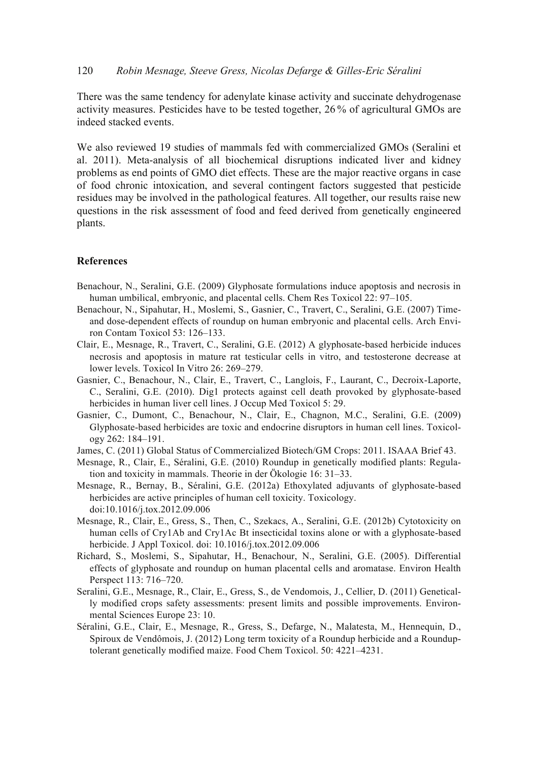There was the same tendency for adenylate kinase activity and succinate dehydrogenase activity measures. Pesticides have to be tested together, 26 % of agricultural GMOs are indeed stacked events.

We also reviewed 19 studies of mammals fed with commercialized GMOs (Seralini et al. 2011). Meta-analysis of all biochemical disruptions indicated liver and kidney problems as end points of GMO diet effects. These are the major reactive organs in case of food chronic intoxication, and several contingent factors suggested that pesticide residues may be involved in the pathological features. All together, our results raise new questions in the risk assessment of food and feed derived from genetically engineered plants.

### References

Benachour, N., Seralini, G.E. (2009) Glyphosate formulations induce apoptosis and necrosis in human umbilical, embryonic, and placental cells. Chem Res Toxicol 22: 97–105.

Benachour, N., Sipahutar, H., Moslemi, S., Gasnier, C., Travert, C., Seralini, G.E. (2007) Time- and dose-dependent effects of roundup on human embryonic and placental cells. Arch Environ Contam Toxicol 53: 126–133.

Clair, E., Mesnage, R., Travert, C., Seralini, G.E. (2012) A glyphosate-based herbicide induces necrosis and apoptosis in mature rat testicular cells in vitro, and testosterone decrease at lower levels. Toxicol In Vitro 26: 269–279.

Gasnier, C., Benachour, N., Clair, E., Travert, C., Langlois, F., Laurant, C., Decroix-Laporte, C., Seralini, G.E. (2010). Dig1 protects against cell death provoked by glyphosate-based herbicides in human liver cell lines. J Occup Med Toxicol 5: 29.

Gasnier, C., Dumont, C., Benachour, N., Clair, E., Chagnon, M.C., Seralini, G.E. (2009) Glyphosate-based herbicides are toxic and endocrine disruptors in human cell lines. Toxicology 262: 184–191.

James, C. (2011) Global Status of Commercialized Biotech/GM Crops: 2011. ISAAA Brief 43.

Mesnage, R., Clair, E., Séralini, G.E. (2010) Roundup in genetically modified plants: Regulation and toxicity in mammals. Theorie in der Ökologie 16: 31–33.

Mesnage, R., Bernay, B., Séralini, G.E. (2012a) Ethoxylated adjuvants of glyphosate-based herbicides are active principles of human cell toxicity. Toxicology. doi:10.1016/j.tox.2012.09.006

Mesnage, R., Clair, E., Gress, S., Then, C., Szekacs, A., Seralini, G.E. (2012b) Cytotoxicity on human cells of Cry1Ab and Cry1Ac Bt insecticidal toxins alone or with a glyphosate-based herbicide. J Appl Toxicol. doi: 10.1016/j.tox.2012.09.006

Richard, S., Moslemi, S., Sipahutar, H., Benachour, N., Seralini, G.E. (2005). Differential effects of glyphosate and roundup on human placental cells and aromatase. Environ Health Perspect 113: 716–720.

Seralini, G.E., Mesnage, R., Clair, E., Gress, S., de Vendomois, J., Cellier, D. (2011) Genetically modified crops safety assessments: present limits and possible improvements. Environmental Sciences Europe 23: 10.

Séralini, G.E., Clair, E., Mesnage, R., Gress, S., Defarge, N., Malatesta, M., Hennequin, D., Spiroux de Vendômois, J. (2012) Long term toxicity of a Roundup herbicide and a Roundup-tolerant genetically modified maize. Food Chem Toxicol. 50: 4221–4231.